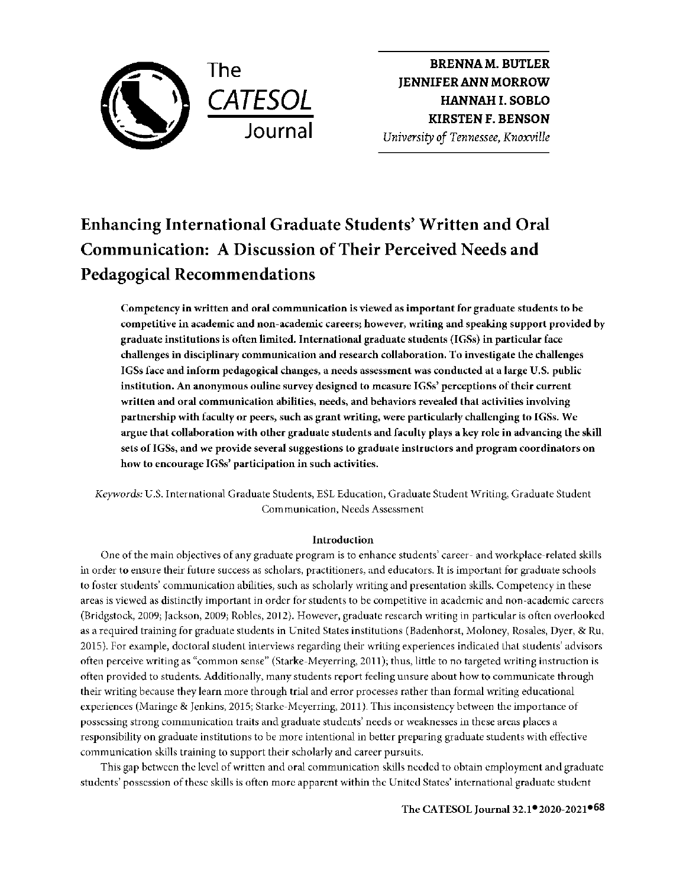The CATESOL Journal

**BRENNA M. BUTLER**
**JENNIFER ANN MORROW**
**HANNAH I. SOBLO**
**KIRSTEN F. BENSON**
*University of Tennessee, Knoxville*

# Enhancing International Graduate Students' Written and Oral Communication: A Discussion of Their Perceived Needs and Pedagogical Recommendations

**Competency in written and oral communication is viewed as important for graduate students to be competitive in academic and non-academic careers; however, writing and speaking support provided by graduate institutions is often limited. International graduate students (IGSs) in particular face challenges in disciplinary communication and research collaboration. To investigate the challenges IGSs face and inform pedagogical changes, a needs assessment was conducted at a large U.S. public institution. An anonymous online survey designed to measure IGSs' perceptions of their current written and oral communication abilities, needs, and behaviors revealed that activities involving partnership with faculty or peers, such as grant writing, were particularly challenging to IGSs. We argue that collaboration with other graduate students and faculty plays a key role in advancing the skill sets of IGSs, and we provide several suggestions to graduate instructors and program coordinators on how to encourage IGSs' participation in such activities.**

*Keywords:* U.S. International Graduate Students, ESL Education, Graduate Student Writing, Graduate Student Communication, Needs Assessment

## Introduction

One of the main objectives of any graduate program is to enhance students' career- and workplace-related skills in order to ensure their future success as scholars, practitioners, and educators. It is important for graduate schools to foster students' communication abilities, such as scholarly writing and presentation skills. Competency in these areas is viewed as distinctly important in order for students to be competitive in academic and non-academic careers (Bridgstock, 2009; Jackson, 2009; Robles, 2012). However, graduate research writing in particular is often overlooked as a required training for graduate students in United States institutions (Badenhorst, Moloney, Rosales, Dyer, & Ru, 2015). For example, doctoral student interviews regarding their writing experiences indicated that students' advisors often perceive writing as "common sense" (Starke-Meyerring, 2011); thus, little to no targeted writing instruction is often provided to students. Additionally, many students report feeling unsure about how to communicate through their writing because they learn more through trial and error processes rather than formal writing educational experiences (Maringe & Jenkins, 2015; Starke-Meyerring, 2011). This inconsistency between the importance of possessing strong communication traits and graduate students' needs or weaknesses in these areas places a responsibility on graduate institutions to be more intentional in better preparing graduate students with effective communication skills training to support their scholarly and career pursuits.

This gap between the level of written and oral communication skills needed to obtain employment and graduate students' possession of these skills is often more apparent within the United States' international graduate student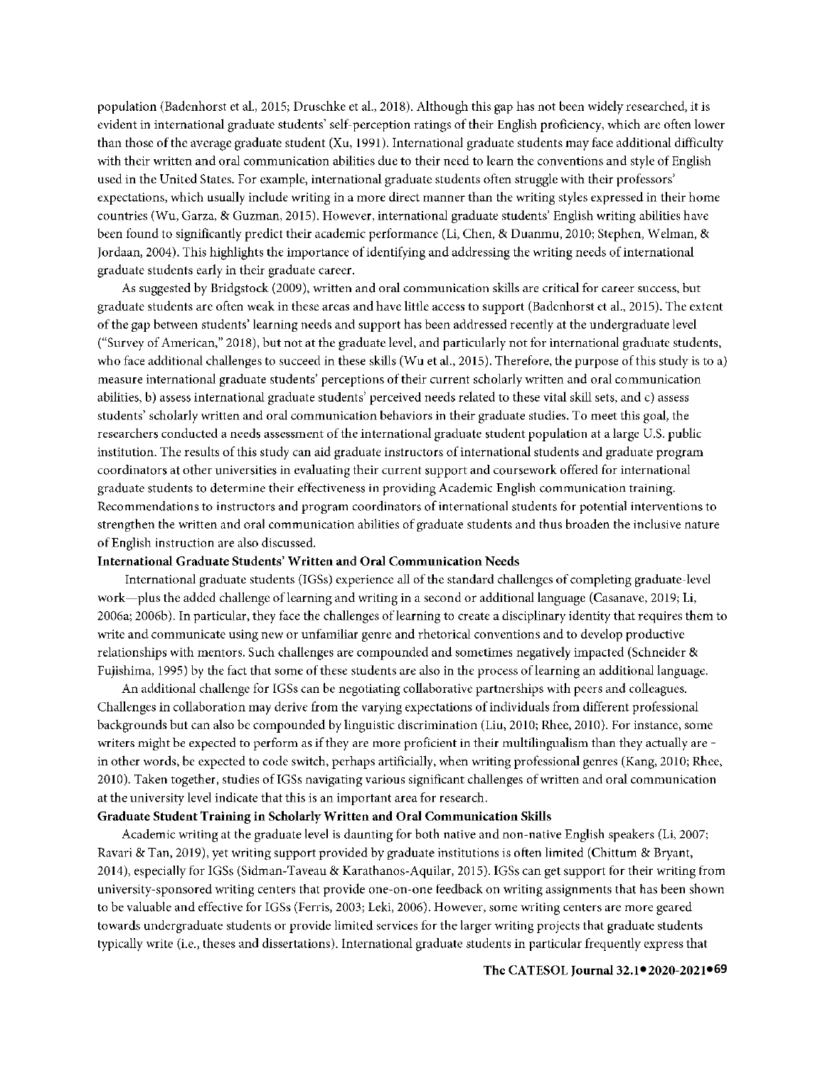population (Badenhorst et al., 2015; Druschke et al., 2018). Although this gap has not been widely researched, it is evident in international graduate students' self-perception ratings of their English proficiency, which are often lower than those of the average graduate student (Xu, 1991). International graduate students may face additional difficulty with their written and oral communication abilities due to their need to learn the conventions and style of English used in the United States. For example, international graduate students often struggle with their professors' expectations, which usually include writing in a more direct manner than the writing styles expressed in their home countries (Wu, Garza, & Guzman, 2015). However, international graduate students' English writing abilities have been found to significantly predict their academic performance (Li, Chen, & Duanmu, 2010; Stephen, Welman, & Jordaan, 2004). This highlights the importance of identifying and addressing the writing needs of international graduate students early in their graduate career.

As suggested by Bridgstock (2009), written and oral communication skills are critical for career success, but graduate students are often weak in these areas and have little access to support (Badenhorst et al., 2015). The extent of the gap between students' learning needs and support has been addressed recently at the undergraduate level ("Survey of American," 2018), but not at the graduate level, and particularly not for international graduate students, who face additional challenges to succeed in these skills (Wu et al., 2015). Therefore, the purpose of this study is to a) measure international graduate students' perceptions of their current scholarly written and oral communication abilities, b) assess international graduate students' perceived needs related to these vital skill sets, and c) assess students' scholarly written and oral communication behaviors in their graduate studies. To meet this goal, the researchers conducted a needs assessment of the international graduate student population at a large U.S. public institution. The results of this study can aid graduate instructors of international students and graduate program coordinators at other universities in evaluating their current support and coursework offered for international graduate students to determine their effectiveness in providing Academic English communication training. Recommendations to instructors and program coordinators of international students for potential interventions to strengthen the written and oral communication abilities of graduate students and thus broaden the inclusive nature of English instruction are also discussed.

**International Graduate Students' Written and Oral Communication Needs**

International graduate students (IGSs) experience all of the standard challenges of completing graduate-level work—plus the added challenge of learning and writing in a second or additional language (Casanave, 2019; Li, 2006a; 2006b). In particular, they face the challenges of learning to create a disciplinary identity that requires them to write and communicate using new or unfamiliar genre and rhetorical conventions and to develop productive relationships with mentors. Such challenges are compounded and sometimes negatively impacted (Schneider & Fujishima, 1995) by the fact that some of these students are also in the process of learning an additional language.

An additional challenge for IGSs can be negotiating collaborative partnerships with peers and colleagues. Challenges in collaboration may derive from the varying expectations of individuals from different professional backgrounds but can also be compounded by linguistic discrimination (Liu, 2010; Rhee, 2010). For instance, some writers might be expected to perform as if they are more proficient in their multilingualism than they actually are - in other words, be expected to code switch, perhaps artificially, when writing professional genres (Kang, 2010; Rhee, 2010). Taken together, studies of IGSs navigating various significant challenges of written and oral communication at the university level indicate that this is an important area for research.

**Graduate Student Training in Scholarly Written and Oral Communication Skills**

Academic writing at the graduate level is daunting for both native and non-native English speakers (Li, 2007; Ravari & Tan, 2019), yet writing support provided by graduate institutions is often limited (Chittum & Bryant, 2014), especially for IGSs (Sidman-Taveau & Karathanos-Aquilar, 2015). IGSs can get support for their writing from university-sponsored writing centers that provide one-on-one feedback on writing assignments that has been shown to be valuable and effective for IGSs (Ferris, 2003; Leki, 2006). However, some writing centers are more geared towards undergraduate students or provide limited services for the larger writing projects that graduate students typically write (i.e., theses and dissertations). International graduate students in particular frequently express that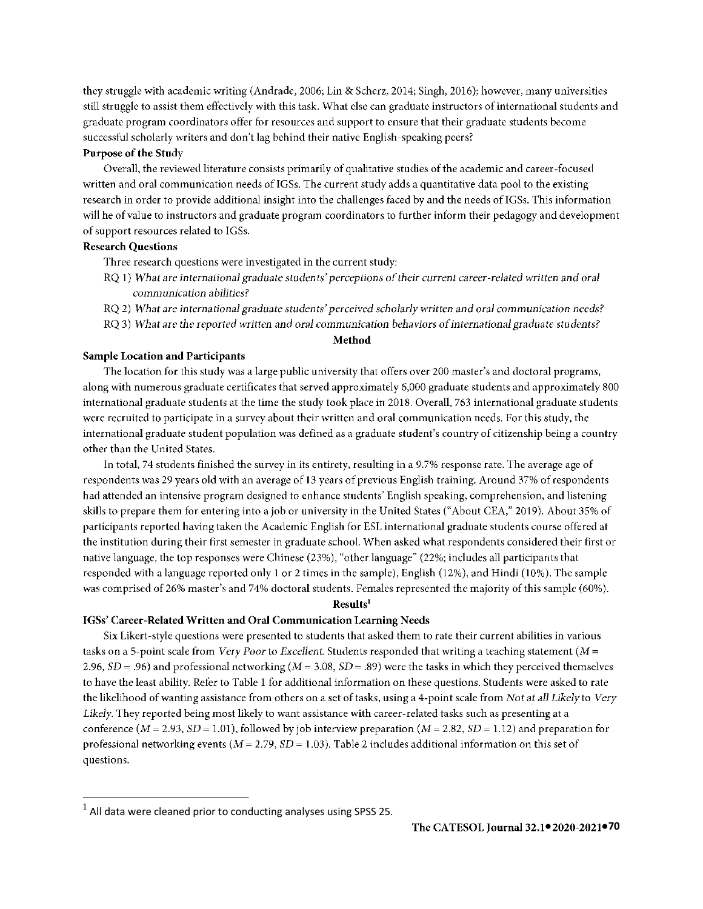they struggle with academic writing (Andrade, 2006; Lin & Scherz, 2014; Singh, 2016); however, many universities still struggle to assist them effectively with this task. What else can graduate instructors of international students and graduate program coordinators offer for resources and support to ensure that their graduate students become successful scholarly writers and don't lag behind their native English-speaking peers?

### Purpose of the Study

Overall, the reviewed literature consists primarily of qualitative studies of the academic and career-focused written and oral communication needs of IGSs. The current study adds a quantitative data pool to the existing research in order to provide additional insight into the challenges faced by and the needs of IGSs. This information will he of value to instructors and graduate program coordinators to further inform their pedagogy and development of support resources related to IGSs.

### Research Questions

Three research questions were investigated in the current study:

RQ 1) *What are international graduate students' perceptions of their current career-related written and oral communication abilities?*

RQ 2) *What are international graduate students' perceived scholarly written and oral communication needs?*

RQ 3) *What are the reported written and oral communication behaviors of international graduate students?*

## Method

### Sample Location and Participants

The location for this study was a large public university that offers over 200 master's and doctoral programs, along with numerous graduate certificates that served approximately 6,000 graduate students and approximately 800 international graduate students at the time the study took place in 2018. Overall, 763 international graduate students were recruited to participate in a survey about their written and oral communication needs. For this study, the international graduate student population was defined as a graduate student's country of citizenship being a country other than the United States.

In total, 74 students finished the survey in its entirety, resulting in a 9.7% response rate. The average age of respondents was 29 years old with an average of 13 years of previous English training. Around 37% of respondents had attended an intensive program designed to enhance students' English speaking, comprehension, and listening skills to prepare them for entering into a job or university in the United States ("About CEA," 2019). About 35% of participants reported having taken the Academic English for ESL international graduate students course offered at the institution during their first semester in graduate school. When asked what respondents considered their first or native language, the top responses were Chinese (23%), "other language" (22%; includes all participants that responded with a language reported only 1 or 2 times in the sample), English (12%), and Hindi (10%). The sample was comprised of 26% master's and 74% doctoral students. Females represented the majority of this sample (60%).

## Results[1]

### IGSs' Career-Related Written and Oral Communication Learning Needs

Six Likert-style questions were presented to students that asked them to rate their current abilities in various tasks on a 5-point scale from *Very Poor* to *Excellent.* Students responded that writing a teaching statement ($M$ = 2.96, $SD$ = .96) and professional networking ($M$ = 3.08, $SD$ = .89) were the tasks in which they perceived themselves to have the least ability. Refer to Table 1 for additional information on these questions. Students were asked to rate the likelihood of wanting assistance from others on a set of tasks, using a 4-point scale from *Not at all Likely* to *Very Likely.* They reported being most likely to want assistance with career-related tasks such as presenting at a conference ($M$ = 2.93, $SD$ = 1.01), followed by job interview preparation ($M$ = 2.82, $SD$ = 1.12) and preparation for professional networking events ($M$ = 2.79, $SD$ = 1.03). Table 2 includes additional information on this set of questions.

[1] All data were cleaned prior to conducting analyses using SPSS 25.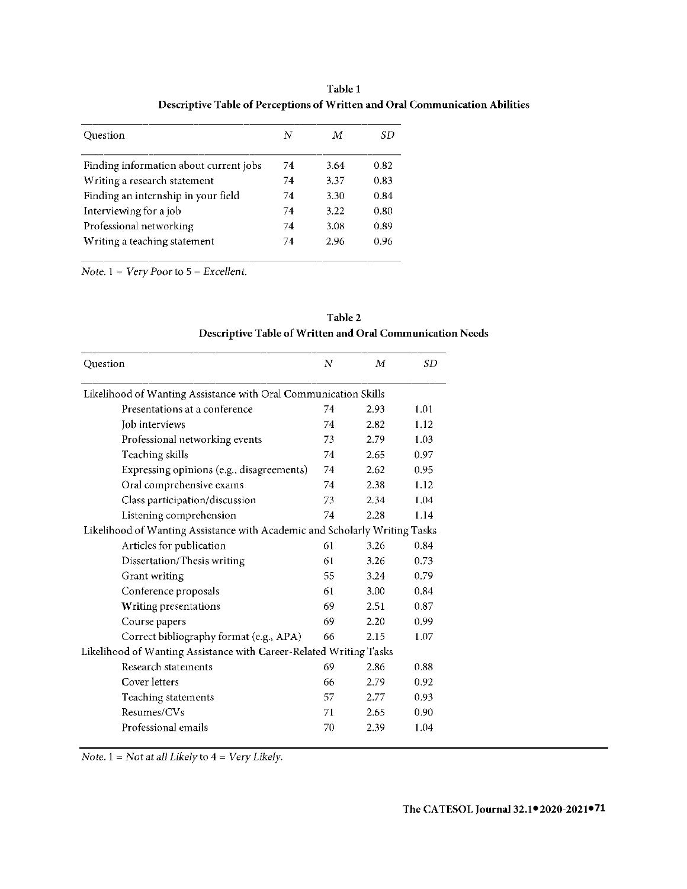**Table 1**
**Descriptive Table of Perceptions of Written and Oral Communication Abilities**

| Question | *N* | *M* | *SD* |
|---|---|---|---|
| Finding information about current jobs | 74 | 3.64 | 0.82 |
| Writing a research statement | 74 | 3.37 | 0.83 |
| Finding an internship in your field | 74 | 3.30 | 0.84 |
| Interviewing for a job | 74 | 3.22 | 0.80 |
| Professional networking | 74 | 3.08 | 0.89 |
| Writing a teaching statement | 74 | 2.96 | 0.96 |

*Note.* 1 = *Very Poor* to 5 = *Excellent.*

**Table 2**
**Descriptive Table of Written and Oral Communication Needs**

| Question | *N* | *M* | *SD* |
|---|---|---|---|
| Likelihood of Wanting Assistance with Oral Communication Skills | | | |
| Presentations at a conference | 74 | 2.93 | 1.01 |
| Job interviews | 74 | 2.82 | 1.12 |
| Professional networking events | 73 | 2.79 | 1.03 |
| Teaching skills | 74 | 2.65 | 0.97 |
| Expressing opinions (e.g., disagreements) | 74 | 2.62 | 0.95 |
| Oral comprehensive exams | 74 | 2.38 | 1.12 |
| Class participation/discussion | 73 | 2.34 | 1.04 |
| Listening comprehension | 74 | 2.28 | 1.14 |
| Likelihood of Wanting Assistance with Academic and Scholarly Writing Tasks | | | |
| Articles for publication | 61 | 3.26 | 0.84 |
| Dissertation/Thesis writing | 61 | 3.26 | 0.73 |
| Grant writing | 55 | 3.24 | 0.79 |
| Conference proposals | 61 | 3.00 | 0.84 |
| Writing presentations | 69 | 2.51 | 0.87 |
| Course papers | 69 | 2.20 | 0.99 |
| Correct bibliography format (e.g., APA) | 66 | 2.15 | 1.07 |
| Likelihood of Wanting Assistance with Career-Related Writing Tasks | | | |
| Research statements | 69 | 2.86 | 0.88 |
| Cover letters | 66 | 2.79 | 0.92 |
| Teaching statements | 57 | 2.77 | 0.93 |
| Resumes/CVs | 71 | 2.65 | 0.90 |
| Professional emails | 70 | 2.39 | 1.04 |

*Note.* 1 = *Not at all Likely* to 4 = *Very Likely.*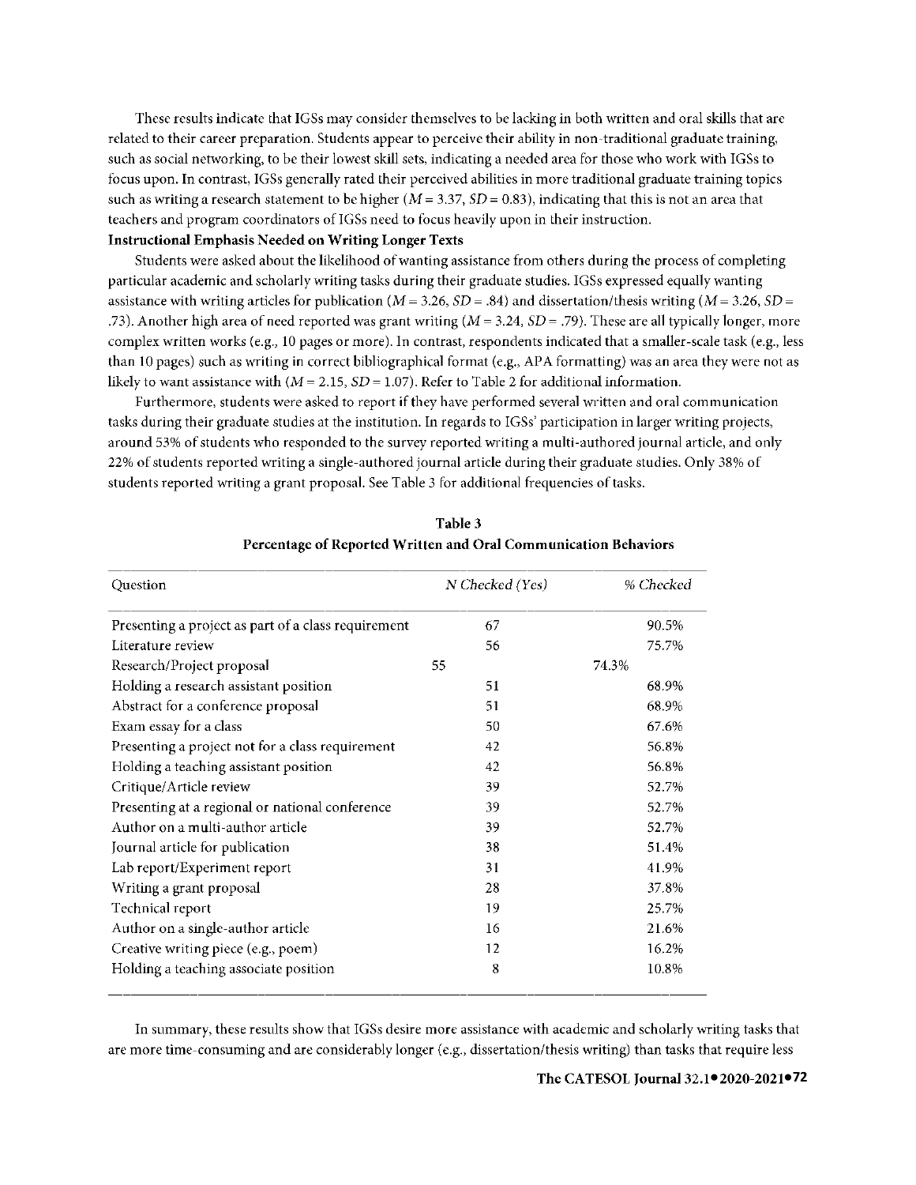These results indicate that IGSs may consider themselves to be lacking in both written and oral skills that are related to their career preparation. Students appear to perceive their ability in non-traditional graduate training, such as social networking, to be their lowest skill sets, indicating a needed area for those who work with IGSs to focus upon. In contrast, IGSs generally rated their perceived abilities in more traditional graduate training topics such as writing a research statement to be higher ($M = 3.37$, $SD = 0.83$), indicating that this is not an area that teachers and program coordinators of IGSs need to focus heavily upon in their instruction.

**Instructional Emphasis Needed on Writing Longer Texts**

Students were asked about the likelihood of wanting assistance from others during the process of completing particular academic and scholarly writing tasks during their graduate studies. IGSs expressed equally wanting assistance with writing articles for publication ($M = 3.26$, $SD = .84$) and dissertation/thesis writing ($M = 3.26$, $SD = .73$). Another high area of need reported was grant writing ($M = 3.24$, $SD = .79$). These are all typically longer, more complex written works (e.g., 10 pages or more). In contrast, respondents indicated that a smaller-scale task (e.g., less than 10 pages) such as writing in correct bibliographical format (e.g., APA formatting) was an area they were not as likely to want assistance with ($M = 2.15$, $SD = 1.07$). Refer to Table 2 for additional information.

Furthermore, students were asked to report if they have performed several written and oral communication tasks during their graduate studies at the institution. In regards to IGSs' participation in larger writing projects, around 53% of students who responded to the survey reported writing a multi-authored journal article, and only 22% of students reported writing a single-authored journal article during their graduate studies. Only 38% of students reported writing a grant proposal. See Table 3 for additional frequencies of tasks.

**Table 3**
**Percentage of Reported Written and Oral Communication Behaviors**

| Question | *N Checked (Yes)* | *% Checked* |
|---|---|---|
| Presenting a project as part of a class requirement | 67 | 90.5% |
| Literature review | 56 | 75.7% |
| Research/Project proposal | 55 | 74.3% |
| Holding a research assistant position | 51 | 68.9% |
| Abstract for a conference proposal | 51 | 68.9% |
| Exam essay for a class | 50 | 67.6% |
| Presenting a project not for a class requirement | 42 | 56.8% |
| Holding a teaching assistant position | 42 | 56.8% |
| Critique/Article review | 39 | 52.7% |
| Presenting at a regional or national conference | 39 | 52.7% |
| Author on a multi-author article | 39 | 52.7% |
| Journal article for publication | 38 | 51.4% |
| Lab report/Experiment report | 31 | 41.9% |
| Writing a grant proposal | 28 | 37.8% |
| Technical report | 19 | 25.7% |
| Author on a single-author article | 16 | 21.6% |
| Creative writing piece (e.g., poem) | 12 | 16.2% |
| Holding a teaching associate position | 8 | 10.8% |

In summary, these results show that IGSs desire more assistance with academic and scholarly writing tasks that are more time-consuming and are considerably longer (e.g., dissertation/thesis writing) than tasks that require less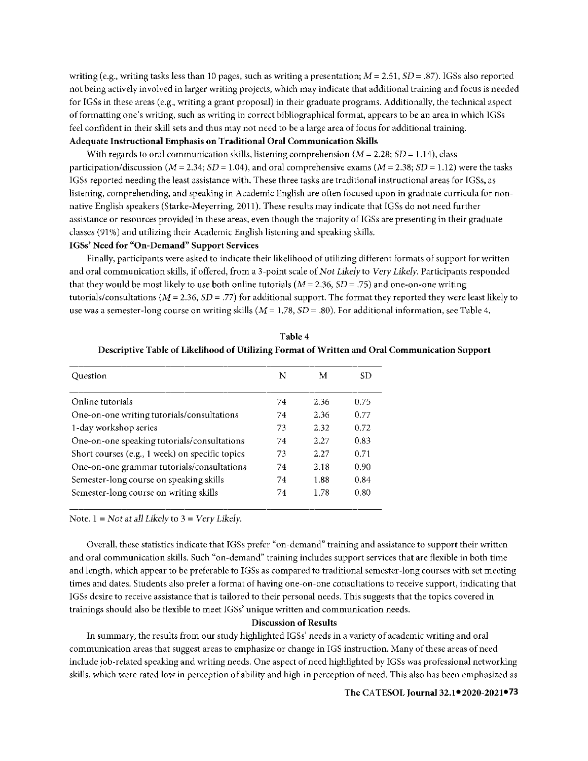writing (e.g., writing tasks less than 10 pages, such as writing a presentation; $M = 2.51$, $SD = .87$). IGSs also reported not being actively involved in larger writing projects, which may indicate that additional training and focus is needed for IGSs in these areas (e.g., writing a grant proposal) in their graduate programs. Additionally, the technical aspect of formatting one's writing, such as writing in correct bibliographical format, appears to be an area in which IGSs feel confident in their skill sets and thus may not need to be a large area of focus for additional training.

**Adequate Instructional Emphasis on Traditional Oral Communication Skills**

With regards to oral communication skills, listening comprehension ($M = 2.28$; $SD = 1.14$), class participation/discussion ($M = 2.34$; $SD = 1.04$), and oral comprehensive exams ($M = 2.38$; $SD = 1.12$) were the tasks IGSs reported needing the least assistance with. These three tasks are traditional instructional areas for IGSs, as listening, comprehending, and speaking in Academic English are often focused upon in graduate curricula for non-native English speakers (Starke-Meyerring, 2011). These results may indicate that IGSs do not need further assistance or resources provided in these areas, even though the majority of IGSs are presenting in their graduate classes (91%) and utilizing their Academic English listening and speaking skills.

**IGSs' Need for "On-Demand" Support Services**

Finally, participants were asked to indicate their likelihood of utilizing different formats of support for written and oral communication skills, if offered, from a 3-point scale of *Not Likely* to *Very Likely*. Participants responded that they would be most likely to use both online tutorials ($M = 2.36$, $SD = .75$) and one-on-one writing tutorials/consultations ($M = 2.36$, $SD = .77$) for additional support. The format they reported they were least likely to use was a semester-long course on writing skills ($M = 1.78$, $SD = .80$). For additional information, see Table 4.

**Table 4**
**Descriptive Table of Likelihood of Utilizing Format of Written and Oral Communication Support**

| Question | N | M | SD |
|---|---|---|---|
| Online tutorials | 74 | 2.36 | 0.75 |
| One-on-one writing tutorials/consultations | 74 | 2.36 | 0.77 |
| 1-day workshop series | 73 | 2.32 | 0.72 |
| One-on-one speaking tutorials/consultations | 74 | 2.27 | 0.83 |
| Short courses (e.g., 1 week) on specific topics | 73 | 2.27 | 0.71 |
| One-on-one grammar tutorials/consultations | 74 | 2.18 | 0.90 |
| Semester-long course on speaking skills | 74 | 1.88 | 0.84 |
| Semester-long course on writing skills | 74 | 1.78 | 0.80 |

Note. 1 = *Not at all Likely* to 3 = *Very Likely*.

Overall, these statistics indicate that IGSs prefer "on-demand" training and assistance to support their written and oral communication skills. Such "on-demand" training includes support services that are flexible in both time and length, which appear to be preferable to IGSs as compared to traditional semester-long courses with set meeting times and dates. Students also prefer a format of having one-on-one consultations to receive support, indicating that IGSs desire to receive assistance that is tailored to their personal needs. This suggests that the topics covered in trainings should also be flexible to meet IGSs' unique written and communication needs.

## Discussion of Results

In summary, the results from our study highlighted IGSs' needs in a variety of academic writing and oral communication areas that suggest areas to emphasize or change in IGS instruction. Many of these areas of need include job-related speaking and writing needs. One aspect of need highlighted by IGSs was professional networking skills, which were rated low in perception of ability and high in perception of need. This also has been emphasized as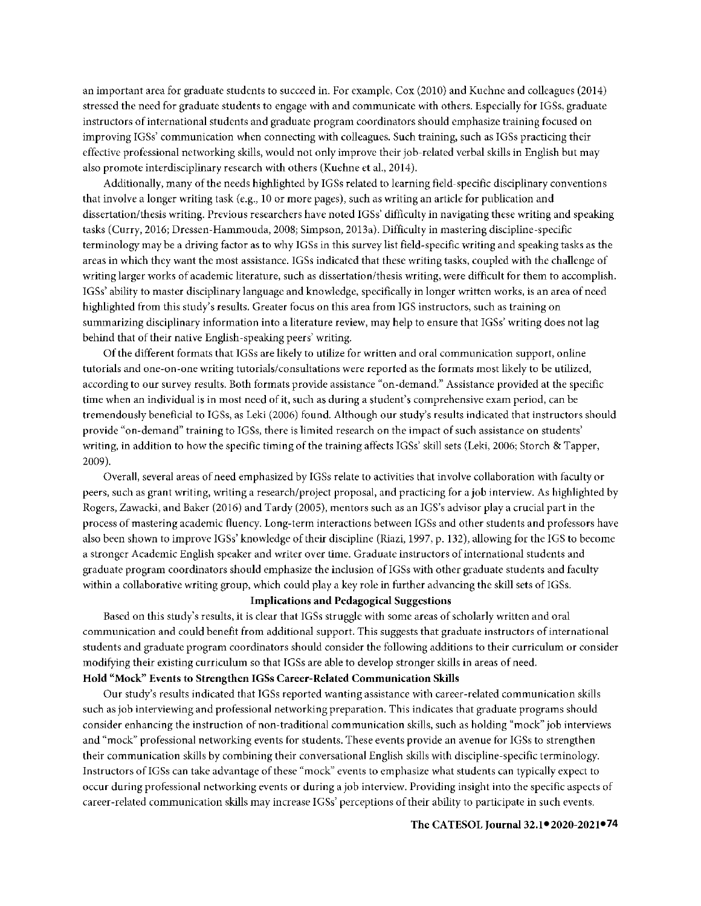an important area for graduate students to succeed in. For example, Cox (2010) and Kuehne and colleagues (2014) stressed the need for graduate students to engage with and communicate with others. Especially for IGSs, graduate instructors of international students and graduate program coordinators should emphasize training focused on improving IGSs' communication when connecting with colleagues. Such training, such as IGSs practicing their effective professional networking skills, would not only improve their job-related verbal skills in English but may also promote interdisciplinary research with others (Kuehne et al., 2014).

Additionally, many of the needs highlighted by IGSs related to learning field-specific disciplinary conventions that involve a longer writing task (e.g., 10 or more pages), such as writing an article for publication and dissertation/thesis writing. Previous researchers have noted IGSs' difficulty in navigating these writing and speaking tasks (Curry, 2016; Dressen-Hammouda, 2008; Simpson, 2013a). Difficulty in mastering discipline-specific terminology may be a driving factor as to why IGSs in this survey list field-specific writing and speaking tasks as the areas in which they want the most assistance. IGSs indicated that these writing tasks, coupled with the challenge of writing larger works of academic literature, such as dissertation/thesis writing, were difficult for them to accomplish. IGSs' ability to master disciplinary language and knowledge, specifically in longer written works, is an area of need highlighted from this study's results. Greater focus on this area from IGS instructors, such as training on summarizing disciplinary information into a literature review, may help to ensure that IGSs' writing does not lag behind that of their native English-speaking peers' writing.

Of the different formats that IGSs are likely to utilize for written and oral communication support, online tutorials and one-on-one writing tutorials/consultations were reported as the formats most likely to be utilized, according to our survey results. Both formats provide assistance "on-demand." Assistance provided at the specific time when an individual is in most need of it, such as during a student's comprehensive exam period, can be tremendously beneficial to IGSs, as Leki (2006) found. Although our study's results indicated that instructors should provide "on-demand" training to IGSs, there is limited research on the impact of such assistance on students' writing, in addition to how the specific timing of the training affects IGSs' skill sets (Leki, 2006; Storch & Tapper, 2009).

Overall, several areas of need emphasized by IGSs relate to activities that involve collaboration with faculty or peers, such as grant writing, writing a research/project proposal, and practicing for a job interview. As highlighted by Rogers, Zawacki, and Baker (2016) and Tardy (2005), mentors such as an IGS's advisor play a crucial part in the process of mastering academic fluency. Long-term interactions between IGSs and other students and professors have also been shown to improve IGSs' knowledge of their discipline (Riazi, 1997, p. 132), allowing for the IGS to become a stronger Academic English speaker and writer over time. Graduate instructors of international students and graduate program coordinators should emphasize the inclusion of IGSs with other graduate students and faculty within a collaborative writing group, which could play a key role in further advancing the skill sets of IGSs.

## Implications and Pedagogical Suggestions

Based on this study's results, it is clear that IGSs struggle with some areas of scholarly written and oral communication and could benefit from additional support. This suggests that graduate instructors of international students and graduate program coordinators should consider the following additions to their curriculum or consider modifying their existing curriculum so that IGSs are able to develop stronger skills in areas of need.

### Hold "Mock" Events to Strengthen IGSs Career-Related Communication Skills

Our study's results indicated that IGSs reported wanting assistance with career-related communication skills such as job interviewing and professional networking preparation. This indicates that graduate programs should consider enhancing the instruction of non-traditional communication skills, such as holding "mock" job interviews and "mock" professional networking events for students. These events provide an avenue for IGSs to strengthen their communication skills by combining their conversational English skills with discipline-specific terminology. Instructors of IGSs can take advantage of these "mock" events to emphasize what students can typically expect to occur during professional networking events or during a job interview. Providing insight into the specific aspects of career-related communication skills may increase IGSs' perceptions of their ability to participate in such events.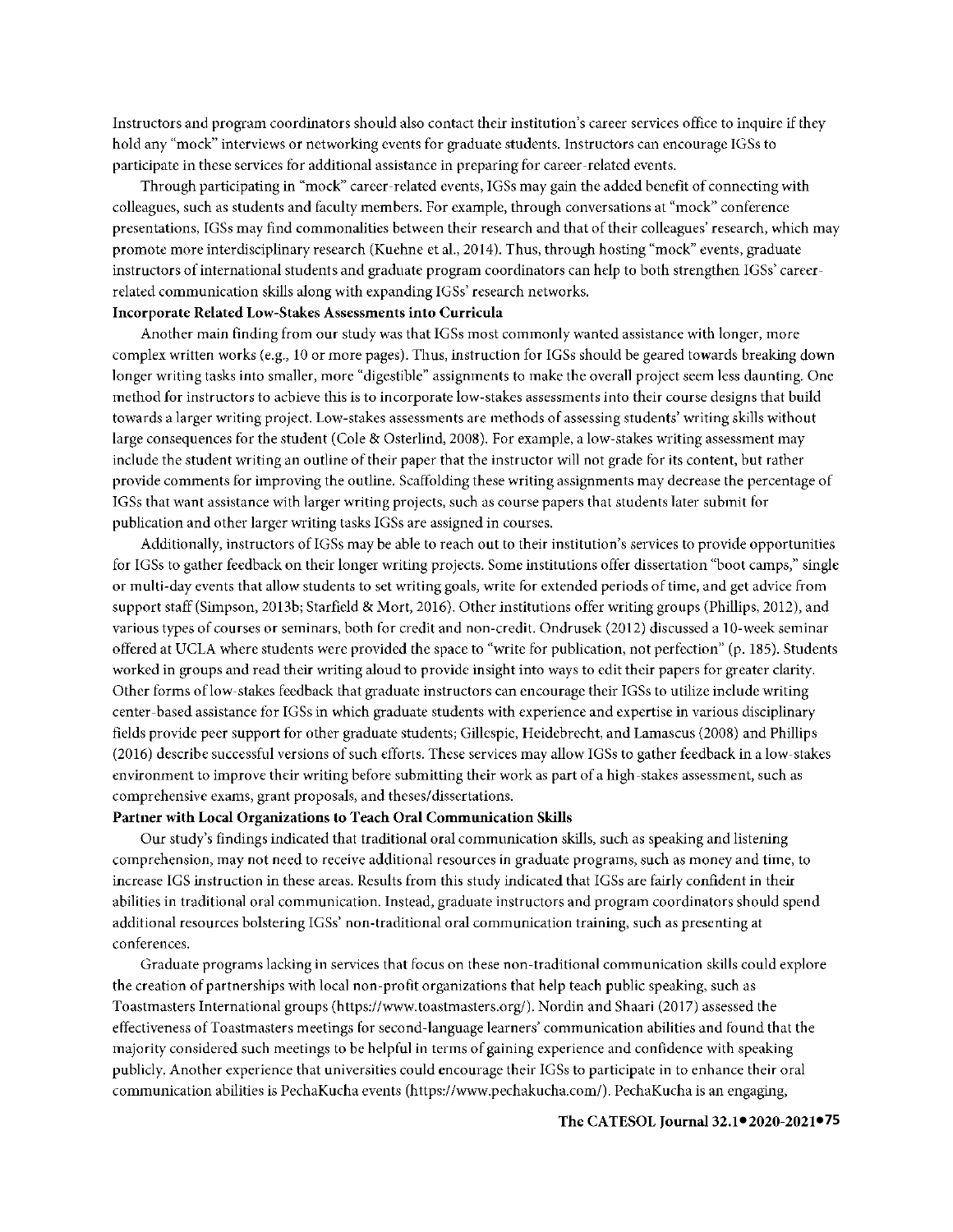Instructors and program coordinators should also contact their institution's career services office to inquire if they hold any "mock" interviews or networking events for graduate students. Instructors can encourage IGSs to participate in these services for additional assistance in preparing for career-related events.

Through participating in "mock" career-related events, IGSs may gain the added benefit of connecting with colleagues, such as students and faculty members. For example, through conversations at "mock" conference presentations, IGSs may find commonalities between their research and that of their colleagues' research, which may promote more interdisciplinary research (Kuehne et al., 2014). Thus, through hosting "mock" events, graduate instructors of international students and graduate program coordinators can help to both strengthen IGSs' career-related communication skills along with expanding IGSs' research networks.

### Incorporate Related Low-Stakes Assessments into Curricula

Another main finding from our study was that IGSs most commonly wanted assistance with longer, more complex written works (e.g., 10 or more pages). Thus, instruction for IGSs should be geared towards breaking down longer writing tasks into smaller, more "digestible" assignments to make the overall project seem less daunting. One method for instructors to achieve this is to incorporate low-stakes assessments into their course designs that build towards a larger writing project. Low-stakes assessments are methods of assessing students' writing skills without large consequences for the student (Cole & Osterlind, 2008). For example, a low-stakes writing assessment may include the student writing an outline of their paper that the instructor will not grade for its content, but rather provide comments for improving the outline. Scaffolding these writing assignments may decrease the percentage of IGSs that want assistance with larger writing projects, such as course papers that students later submit for publication and other larger writing tasks IGSs are assigned in courses.

Additionally, instructors of IGSs may be able to reach out to their institution's services to provide opportunities for IGSs to gather feedback on their longer writing projects. Some institutions offer dissertation "boot camps," single or multi-day events that allow students to set writing goals, write for extended periods of time, and get advice from support staff (Simpson, 2013b; Starfield & Mort, 2016). Other institutions offer writing groups (Phillips, 2012), and various types of courses or seminars, both for credit and non-credit. Ondrusek (2012) discussed a 10-week seminar offered at UCLA where students were provided the space to "write for publication, not perfection" (p. 185). Students worked in groups and read their writing aloud to provide insight into ways to edit their papers for greater clarity. Other forms of low-stakes feedback that graduate instructors can encourage their IGSs to utilize include writing center-based assistance for IGSs in which graduate students with experience and expertise in various disciplinary fields provide peer support for other graduate students; Gillespie, Heidebrecht, and Lamascus (2008) and Phillips (2016) describe successful versions of such efforts. These services may allow IGSs to gather feedback in a low-stakes environment to improve their writing before submitting their work as part of a high-stakes assessment, such as comprehensive exams, grant proposals, and theses/dissertations.

### Partner with Local Organizations to Teach Oral Communication Skills

Our study's findings indicated that traditional oral communication skills, such as speaking and listening comprehension, may not need to receive additional resources in graduate programs, such as money and time, to increase IGS instruction in these areas. Results from this study indicated that IGSs are fairly confident in their abilities in traditional oral communication. Instead, graduate instructors and program coordinators should spend additional resources bolstering IGSs' non-traditional oral communication training, such as presenting at conferences.

Graduate programs lacking in services that focus on these non-traditional communication skills could explore the creation of partnerships with local non-profit organizations that help teach public speaking, such as Toastmasters International groups (https://www.toastmasters.org/). Nordin and Shaari (2017) assessed the effectiveness of Toastmasters meetings for second-language learners' communication abilities and found that the majority considered such meetings to be helpful in terms of gaining experience and confidence with speaking publicly. Another experience that universities could encourage their IGSs to participate in to enhance their oral communication abilities is PechaKucha events (https://www.pechakucha.com/). PechaKucha is an engaging,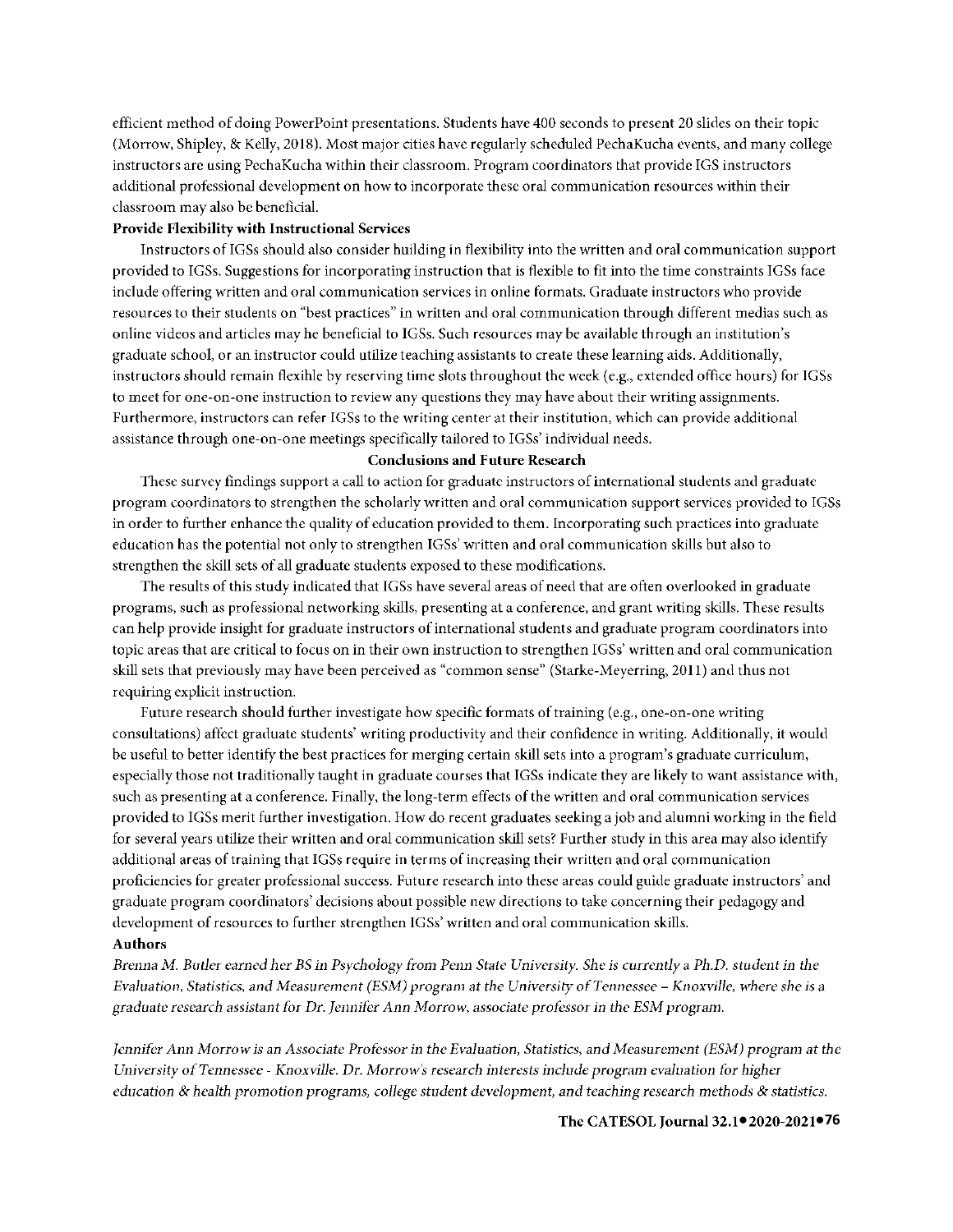efficient method of doing PowerPoint presentations. Students have 400 seconds to present 20 slides on their topic (Morrow, Shipley, & Kelly, 2018). Most major cities have regularly scheduled PechaKucha events, and many college instructors are using PechaKucha within their classroom. Program coordinators that provide IGS instructors additional professional development on how to incorporate these oral communication resources within their classroom may also be beneficial.

**Provide Flexibility with Instructional Services**

Instructors of IGSs should also consider building in flexibility into the written and oral communication support provided to IGSs. Suggestions for incorporating instruction that is flexible to fit into the time constraints IGSs face include offering written and oral communication services in online formats. Graduate instructors who provide resources to their students on "best practices" in written and oral communication through different medias such as online videos and articles may be beneficial to IGSs. Such resources may be available through an institution's graduate school, or an instructor could utilize teaching assistants to create these learning aids. Additionally, instructors should remain flexible by reserving time slots throughout the week (e.g., extended office hours) for IGSs to meet for one-on-one instruction to review any questions they may have about their writing assignments. Furthermore, instructors can refer IGSs to the writing center at their institution, which can provide additional assistance through one-on-one meetings specifically tailored to IGSs' individual needs.

## Conclusions and Future Research

These survey findings support a call to action for graduate instructors of international students and graduate program coordinators to strengthen the scholarly written and oral communication support services provided to IGSs in order to further enhance the quality of education provided to them. Incorporating such practices into graduate education has the potential not only to strengthen IGSs' written and oral communication skills but also to strengthen the skill sets of all graduate students exposed to these modifications.

The results of this study indicated that IGSs have several areas of need that are often overlooked in graduate programs, such as professional networking skills, presenting at a conference, and grant writing skills. These results can help provide insight for graduate instructors of international students and graduate program coordinators into topic areas that are critical to focus on in their own instruction to strengthen IGSs' written and oral communication skill sets that previously may have been perceived as "common sense" (Starke-Meyerring, 2011) and thus not requiring explicit instruction.

Future research should further investigate how specific formats of training (e.g., one-on-one writing consultations) affect graduate students' writing productivity and their confidence in writing. Additionally, it would be useful to better identify the best practices for merging certain skill sets into a program's graduate curriculum, especially those not traditionally taught in graduate courses that IGSs indicate they are likely to want assistance with, such as presenting at a conference. Finally, the long-term effects of the written and oral communication services provided to IGSs merit further investigation. How do recent graduates seeking a job and alumni working in the field for several years utilize their written and oral communication skill sets? Further study in this area may also identify additional areas of training that IGSs require in terms of increasing their written and oral communication proficiencies for greater professional success. Future research into these areas could guide graduate instructors' and graduate program coordinators' decisions about possible new directions to take concerning their pedagogy and development of resources to further strengthen IGSs' written and oral communication skills.

**Authors**

*Brenna M. Butler earned her BS in Psychology from Penn State University. She is currently a Ph.D. student in the Evaluation, Statistics, and Measurement (ESM) program at the University of Tennessee – Knoxville, where she is a graduate research assistant for Dr. Jennifer Ann Morrow, associate professor in the ESM program.*

*Jennifer Ann Morrow is an Associate Professor in the Evaluation, Statistics, and Measurement (ESM) program at the University of Tennessee - Knoxville. Dr. Morrow's research interests include program evaluation for higher education & health promotion programs, college student development, and teaching research methods & statistics.*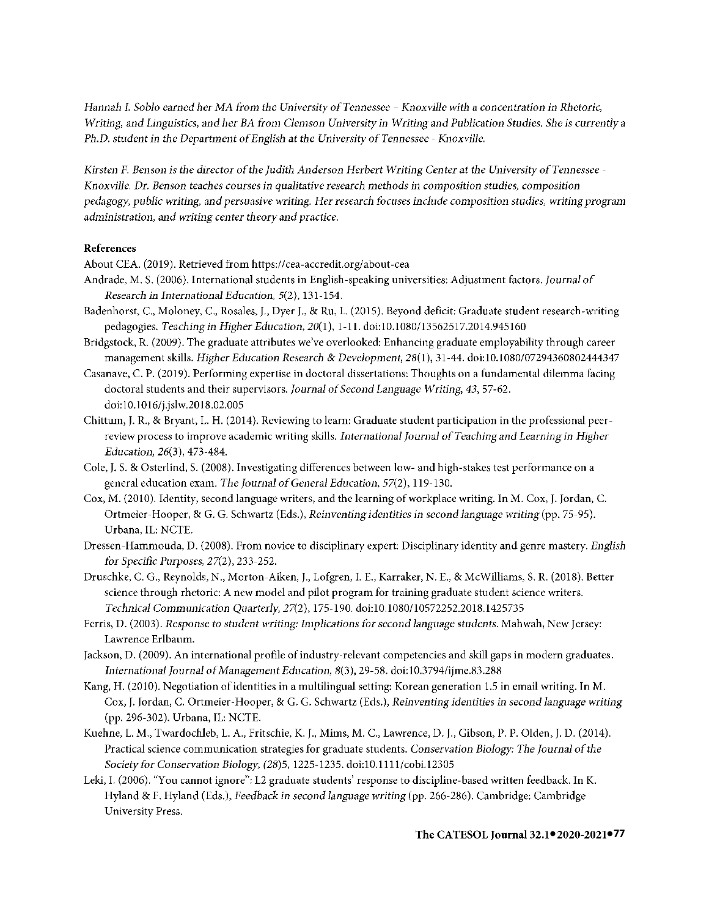*Hannah I. Soblo earned her MA from the University of Tennessee - Knoxville with a concentration in Rhetoric, Writing, and Linguistics, and her BA from Clemson University in Writing and Publication Studies. She is currently a Ph.D. student in the Department of English at the University of Tennessee - Knoxville.*

*Kirsten F. Benson is the director of the Judith Anderson Herbert Writing Center at the University of Tennessee - Knoxville. Dr. Benson teaches courses in qualitative research methods in composition studies, composition pedagogy, public writing, and persuasive writing. Her research focuses include composition studies, writing program administration, and writing center theory and practice.*

**References**

About CEA. (2019). Retrieved from https://cea-accredit.org/about-cea

Andrade, M. S. (2006). International students in English-speaking universities: Adjustment factors. *Journal of Research in International Education, 5*(2), 131-154.

Badenhorst, C., Moloney, C., Rosales, J., Dyer J., & Ru, L. (2015). Beyond deficit: Graduate student research-writing pedagogies. *Teaching in Higher Education, 20*(1), 1-11. doi:10.1080/13562517.2014.945160

Bridgstock, R. (2009). The graduate attributes we've overlooked: Enhancing graduate employability through career management skills. *Higher Education Research & Development, 28*(1), 31-44. doi:10.1080/07294360802444347

Casanave, C. P. (2019). Performing expertise in doctoral dissertations: Thoughts on a fundamental dilemma facing doctoral students and their supervisors. *Journal of Second Language Writing, 43*, 57-62. doi:10.1016/j.jslw.2018.02.005

Chittum, J. R., & Bryant, L. H. (2014). Reviewing to learn: Graduate student participation in the professional peer-review process to improve academic writing skills. *International Journal of Teaching and Learning in Higher Education, 26*(3), 473-484.

Cole, J. S. & Osterlind, S. (2008). Investigating differences between low- and high-stakes test performance on a general education exam. *The Journal of General Education, 57*(2), 119-130.

Cox, M. (2010). Identity, second language writers, and the learning of workplace writing. In M. Cox, J. Jordan, C. Ortmeier-Hooper, & G. G. Schwartz (Eds.), *Reinventing identities in second language writing* (pp. 75-95). Urbana, IL: NCTE.

Dressen-Hammouda, D. (2008). From novice to disciplinary expert: Disciplinary identity and genre mastery. *English for Specific Purposes, 27*(2), 233-252.

Druschke, C. G., Reynolds, N., Morton-Aiken, J., Lofgren, I. E., Karraker, N. E., & McWilliams, S. R. (2018). Better science through rhetoric: A new model and pilot program for training graduate student science writers. *Technical Communication Quarterly, 27*(2), 175-190. doi:10.1080/10572252.2018.1425735

Ferris, D. (2003). *Response to student writing: Implications for second language students*. Mahwah, New Jersey: Lawrence Erlbaum.

Jackson, D. (2009). An international profile of industry-relevant competencies and skill gaps in modern graduates. *International Journal of Management Education, 8*(3), 29-58. doi:10.3794/ijme.83.288

Kang, H. (2010). Negotiation of identities in a multilingual setting: Korean generation 1.5 in email writing. In M. Cox, J. Jordan, C. Ortmeier-Hooper, & G. G. Schwartz (Eds.), *Reinventing identities in second language writing* (pp. 296-302). Urbana, IL: NCTE.

Kuehne, L. M., Twardochleb, L. A., Fritschie, K. J., Mims, M. C., Lawrence, D. J., Gibson, P. P. Olden, J. D. (2014). Practical science communication strategies for graduate students. *Conservation Biology: The Journal of the Society for Conservation Biology, (28)*5, 1225-1235. doi:10.1111/cobi.12305

Leki, I. (2006). "You cannot ignore": L2 graduate students' response to discipline-based written feedback. In K. Hyland & F. Hyland (Eds.), *Feedback in second language writing* (pp. 266-286). Cambridge: Cambridge University Press.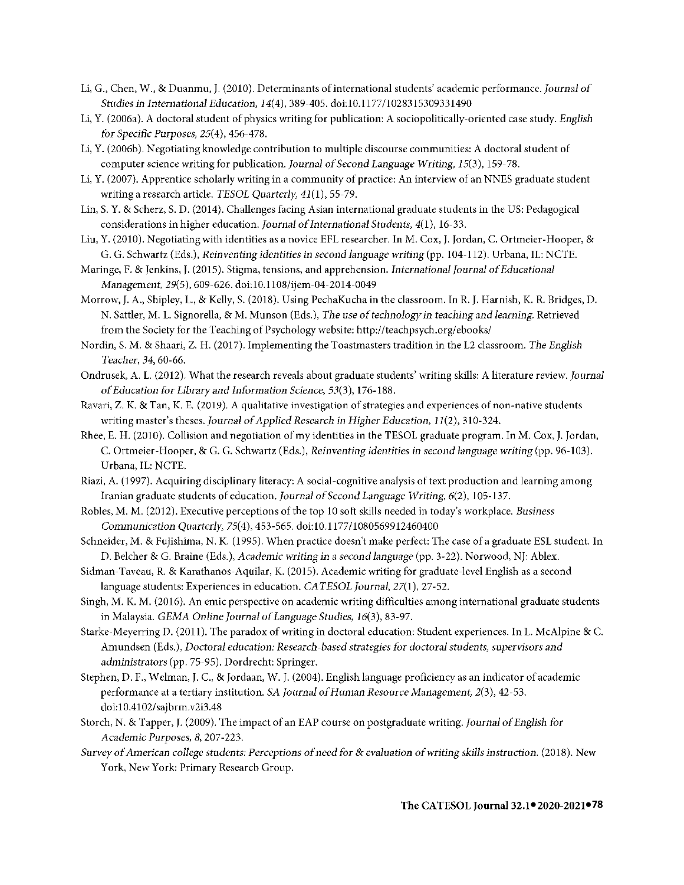Li, G., Chen, W., & Duanmu, J. (2010). Determinants of international students' academic performance. *Journal of Studies in International Education, 14*(4), 389-405. doi:10.1177/1028315309331490

Li, Y. (2006a). A doctoral student of physics writing for publication: A sociopolitically-oriented case study. *English for Specific Purposes, 25*(4), 456-478.

Li, Y. (2006b). Negotiating knowledge contribution to multiple discourse communities: A doctoral student of computer science writing for publication. *Journal of Second Language Writing, 15*(3), 159-78.

Li, Y. (2007). Apprentice scholarly writing in a community of practice: An interview of an NNES graduate student writing a research article. *TESOL Quarterly, 41*(1), 55-79.

Lin, S. Y. & Scherz, S. D. (2014). Challenges facing Asian international graduate students in the US: Pedagogical considerations in higher education. *Journal of International Students, 4*(1), 16-33.

Liu, Y. (2010). Negotiating with identities as a novice EFL researcher. In M. Cox, J. Jordan, C. Ortmeier-Hooper, & G. G. Schwartz (Eds.), *Reinventing identities in second language writing* (pp. 104-112). Urbana, IL: NCTE.

Maringe, F. & Jenkins, J. (2015). Stigma, tensions, and apprehension. *International Journal of Educational Management, 29*(5), 609-626. doi:10.1108/ijem-04-2014-0049

Morrow, J. A., Shipley, L., & Kelly, S. (2018). Using PechaKucha in the classroom. In R. J. Harnish, K. R. Bridges, D. N. Sattler, M. L. Signorella, & M. Munson (Eds.), *The use of technology in teaching and learning*. Retrieved from the Society for the Teaching of Psychology website: http://teachpsych.org/ebooks/

Nordin, S. M. & Shaari, Z. H. (2017). Implementing the Toastmasters tradition in the L2 classroom. *The English Teacher, 34*, 60-66.

Ondrusek, A. L. (2012). What the research reveals about graduate students' writing skills: A literature review. *Journal of Education for Library and Information Science, 53*(3), 176-188.

Ravari, Z. K. & Tan, K. E. (2019). A qualitative investigation of strategies and experiences of non-native students writing master's theses. *Journal of Applied Research in Higher Education, 11*(2), 310-324.

Rhee, E. H. (2010). Collision and negotiation of my identities in the TESOL graduate program. In M. Cox, J. Jordan, C. Ortmeier-Hooper, & G. G. Schwartz (Eds.), *Reinventing identities in second language writing* (pp. 96-103). Urbana, IL: NCTE.

Riazi, A. (1997). Acquiring disciplinary literacy: A social-cognitive analysis of text production and learning among Iranian graduate students of education. *Journal of Second Language Writing, 6*(2), 105-137.

Robles, M. M. (2012). Executive perceptions of the top 10 soft skills needed in today's workplace. *Business Communication Quarterly, 75*(4), 453-565. doi:10.1177/1080569912460400

Schneider, M. & Fujishima, N. K. (1995). When practice doesn't make perfect: The case of a graduate ESL student. In D. Belcher & G. Braine (Eds.), *Academic writing in a second language* (pp. 3-22). Norwood, NJ: Ablex.

Sidman-Taveau, R. & Karathanos-Aquilar, K. (2015). Academic writing for graduate-level English as a second language students: Experiences in education. *CATESOL Journal, 27*(1), 27-52.

Singh, M. K. M. (2016). An emic perspective on academic writing difficulties among international graduate students in Malaysia. *GEMA Online Journal of Language Studies, 16*(3), 83-97.

Starke-Meyerring D. (2011). The paradox of writing in doctoral education: Student experiences. In L. McAlpine & C. Amundsen (Eds.), *Doctoral education: Research-based strategies for doctoral students, supervisors and administrators* (pp. 75-95). Dordrecht: Springer.

Stephen, D. F., Welman, J. C., & Jordaan, W. J. (2004). English language proficiency as an indicator of academic performance at a tertiary institution. *SA Journal of Human Resource Management, 2*(3), 42-53. doi:10.4102/sajhrm.v2i3.48

Storch, N. & Tapper, J. (2009). The impact of an EAP course on postgraduate writing. *Journal of English for Academic Purposes, 8*, 207-223.

*Survey of American college students: Perceptions of need for & evaluation of writing skills instruction.* (2018). New York, New York: Primary Research Group.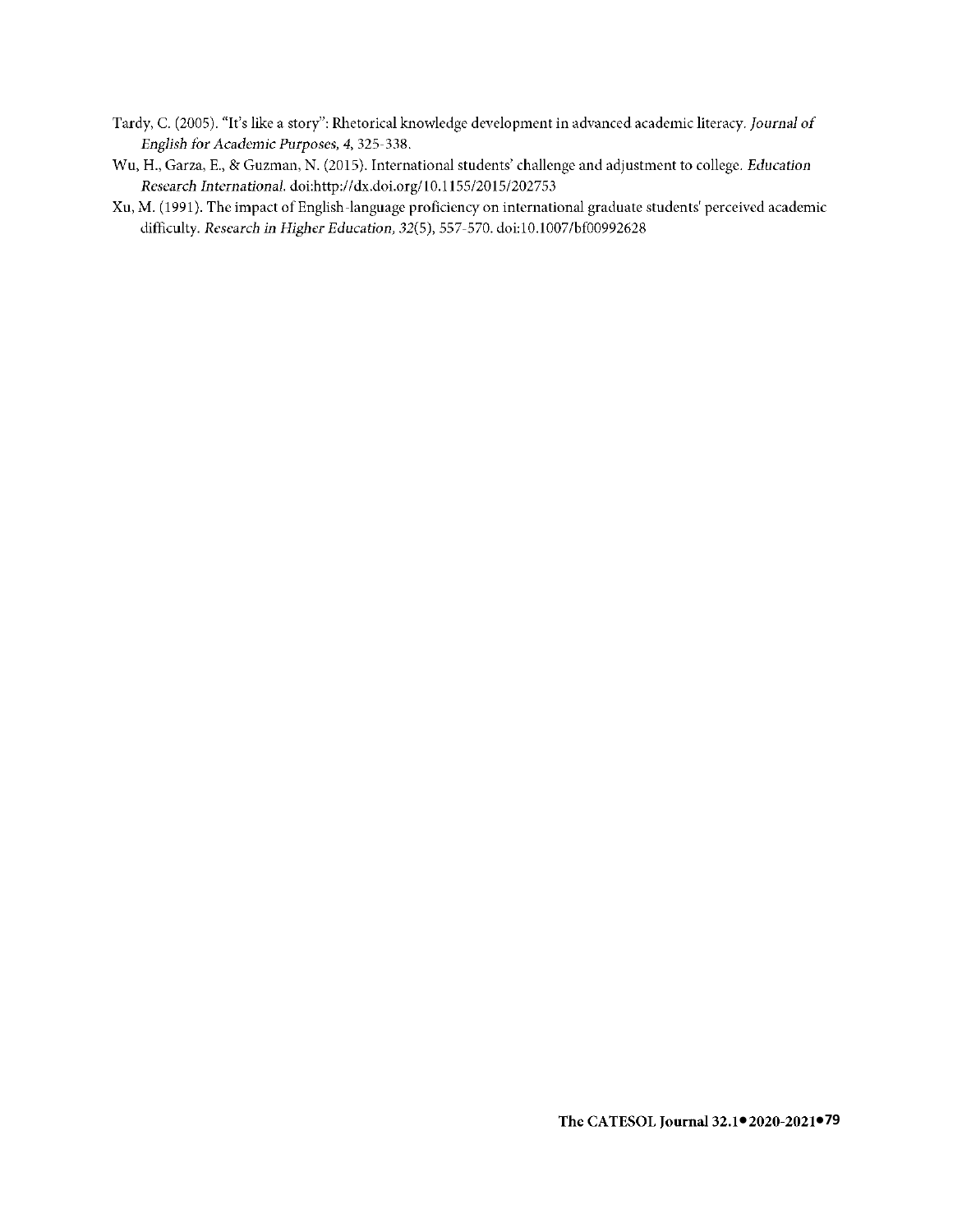Tardy, C. (2005). "It's like a story": Rhetorical knowledge development in advanced academic literacy. *Journal of English for Academic Purposes, 4*, 325-338.

Wu, H., Garza, E., & Guzman, N. (2015). International students' challenge and adjustment to college. *Education Research International*. doi:http://dx.doi.org/10.1155/2015/202753

Xu, M. (1991). The impact of English-language proficiency on international graduate students' perceived academic difficulty. *Research in Higher Education, 32*(5), 557-570. doi:10.1007/bf00992628